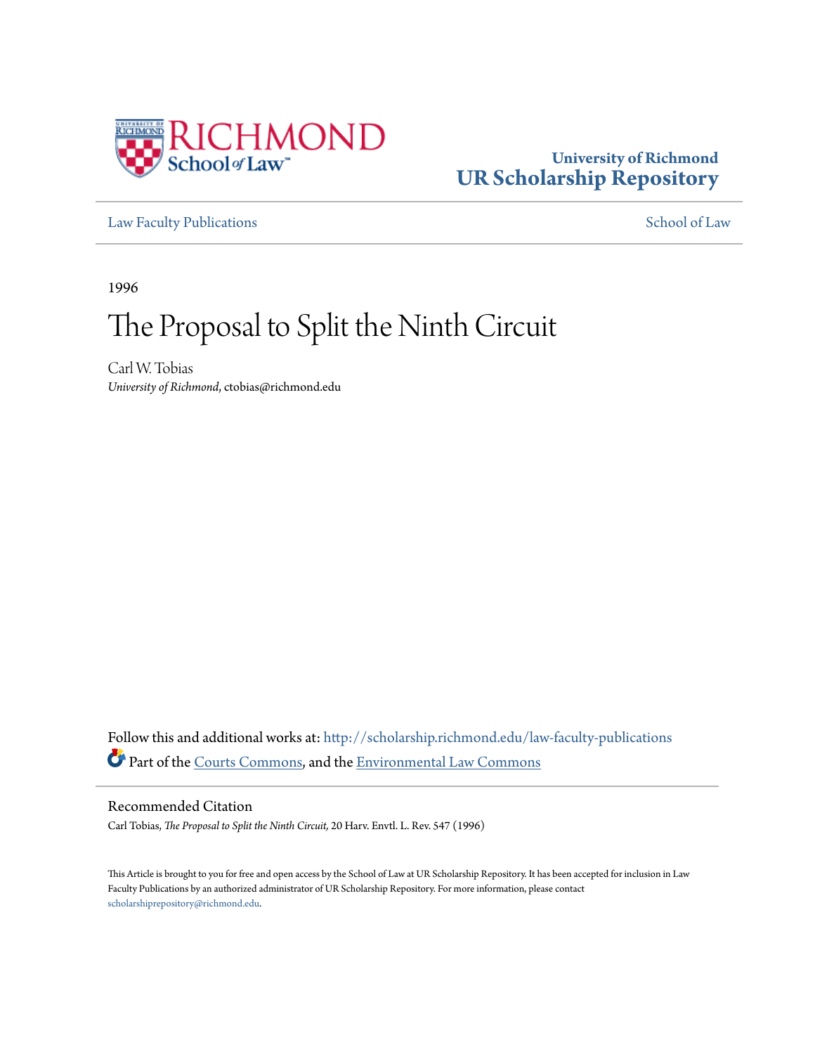University of Richmond
# UR Scholarship Repository

Law Faculty Publications | School of Law

1996

# The Proposal to Split the Ninth Circuit

Carl W. Tobias
*University of Richmond*, ctobias@richmond.edu

Follow this and additional works at: http://scholarship.richmond.edu/law-faculty-publications

Part of the Courts Commons, and the Environmental Law Commons

## Recommended Citation

Carl Tobias, *The Proposal to Split the Ninth Circuit,* 20 Harv. Envtl. L. Rev. 547 (1996)

This Article is brought to you for free and open access by the School of Law at UR Scholarship Repository. It has been accepted for inclusion in Law Faculty Publications by an authorized administrator of UR Scholarship Repository. For more information, please contact scholarshiprepository@richmond.edu.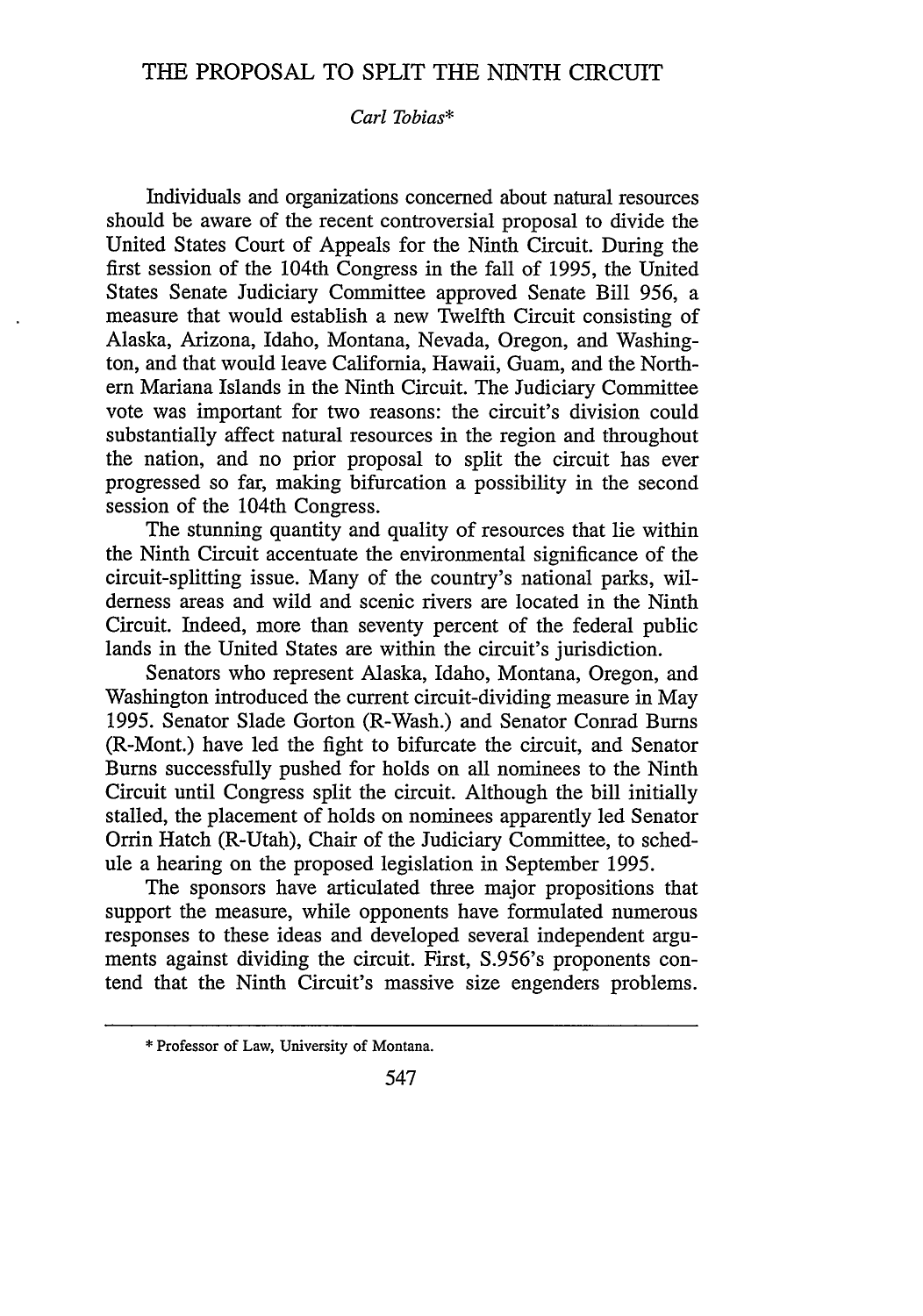# THE PROPOSAL TO SPLIT THE NINTH CIRCUIT

*Carl Tobias**

Individuals and organizations concerned about natural resources should be aware of the recent controversial proposal to divide the United States Court of Appeals for the Ninth Circuit. During the first session of the 104th Congress in the fall of 1995, the United States Senate Judiciary Committee approved Senate Bill 956, a measure that would establish a new Twelfth Circuit consisting of Alaska, Arizona, Idaho, Montana, Nevada, Oregon, and Washington, and that would leave California, Hawaii, Guam, and the Northern Mariana Islands in the Ninth Circuit. The Judiciary Committee vote was important for two reasons: the circuit's division could substantially affect natural resources in the region and throughout the nation, and no prior proposal to split the circuit has ever progressed so far, making bifurcation a possibility in the second session of the 104th Congress.

The stunning quantity and quality of resources that lie within the Ninth Circuit accentuate the environmental significance of the circuit-splitting issue. Many of the country's national parks, wilderness areas and wild and scenic rivers are located in the Ninth Circuit. Indeed, more than seventy percent of the federal public lands in the United States are within the circuit's jurisdiction.

Senators who represent Alaska, Idaho, Montana, Oregon, and Washington introduced the current circuit-dividing measure in May 1995. Senator Slade Gorton (R-Wash.) and Senator Conrad Burns (R-Mont.) have led the fight to bifurcate the circuit, and Senator Burns successfully pushed for holds on all nominees to the Ninth Circuit until Congress split the circuit. Although the bill initially stalled, the placement of holds on nominees apparently led Senator Orrin Hatch (R-Utah), Chair of the Judiciary Committee, to schedule a hearing on the proposed legislation in September 1995.

The sponsors have articulated three major propositions that support the measure, while opponents have formulated numerous responses to these ideas and developed several independent arguments against dividing the circuit. First, S.956's proponents contend that the Ninth Circuit's massive size engenders problems.

\* Professor of Law, University of Montana.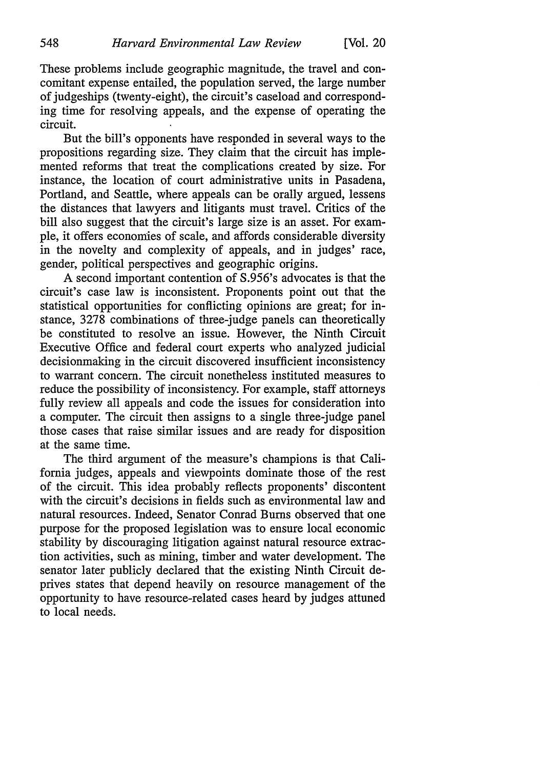These problems include geographic magnitude, the travel and concomitant expense entailed, the population served, the large number of judgeships (twenty-eight), the circuit's caseload and corresponding time for resolving appeals, and the expense of operating the circuit.

But the bill's opponents have responded in several ways to the propositions regarding size. They claim that the circuit has implemented reforms that treat the complications created by size. For instance, the location of court administrative units in Pasadena, Portland, and Seattle, where appeals can be orally argued, lessens the distances that lawyers and litigants must travel. Critics of the bill also suggest that the circuit's large size is an asset. For example, it offers economies of scale, and affords considerable diversity in the novelty and complexity of appeals, and in judges' race, gender, political perspectives and geographic origins.

A second important contention of S.956's advocates is that the circuit's case law is inconsistent. Proponents point out that the statistical opportunities for conflicting opinions are great; for instance, 3278 combinations of three-judge panels can theoretically be constituted to resolve an issue. However, the Ninth Circuit Executive Office and federal court experts who analyzed judicial decisionmaking in the circuit discovered insufficient inconsistency to warrant concern. The circuit nonetheless instituted measures to reduce the possibility of inconsistency. For example, staff attorneys fully review all appeals and code the issues for consideration into a computer. The circuit then assigns to a single three-judge panel those cases that raise similar issues and are ready for disposition at the same time.

The third argument of the measure's champions is that California judges, appeals and viewpoints dominate those of the rest of the circuit. This idea probably reflects proponents' discontent with the circuit's decisions in fields such as environmental law and natural resources. Indeed, Senator Conrad Burns observed that one purpose for the proposed legislation was to ensure local economic stability by discouraging litigation against natural resource extraction activities, such as mining, timber and water development. The senator later publicly declared that the existing Ninth Circuit deprives states that depend heavily on resource management of the opportunity to have resource-related cases heard by judges attuned to local needs.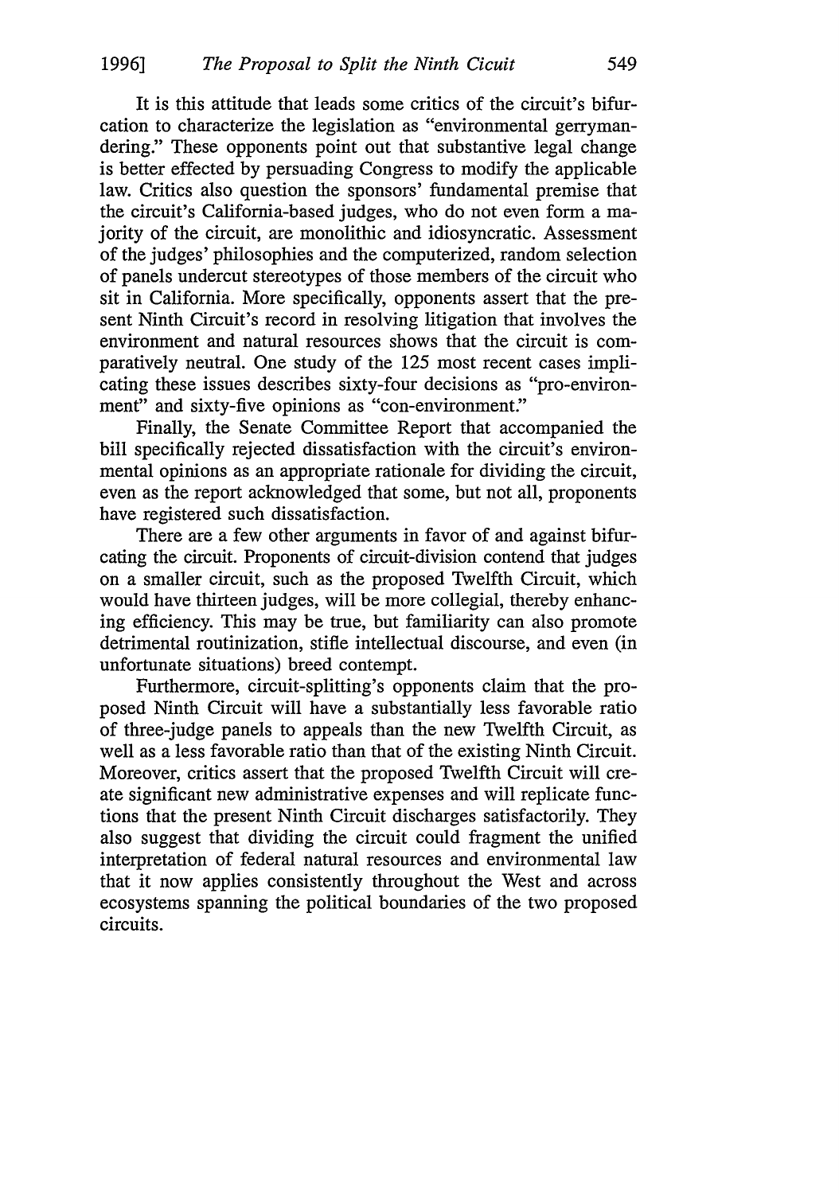It is this attitude that leads some critics of the circuit's bifurcation to characterize the legislation as "environmental gerrymandering." These opponents point out that substantive legal change is better effected by persuading Congress to modify the applicable law. Critics also question the sponsors' fundamental premise that the circuit's California-based judges, who do not even form a majority of the circuit, are monolithic and idiosyncratic. Assessment of the judges' philosophies and the computerized, random selection of panels undercut stereotypes of those members of the circuit who sit in California. More specifically, opponents assert that the present Ninth Circuit's record in resolving litigation that involves the environment and natural resources shows that the circuit is comparatively neutral. One study of the 125 most recent cases implicating these issues describes sixty-four decisions as "pro-environment" and sixty-five opinions as "con-environment."

Finally, the Senate Committee Report that accompanied the bill specifically rejected dissatisfaction with the circuit's environmental opinions as an appropriate rationale for dividing the circuit, even as the report acknowledged that some, but not all, proponents have registered such dissatisfaction.

There are a few other arguments in favor of and against bifurcating the circuit. Proponents of circuit-division contend that judges on a smaller circuit, such as the proposed Twelfth Circuit, which would have thirteen judges, will be more collegial, thereby enhancing efficiency. This may be true, but familiarity can also promote detrimental routinization, stifle intellectual discourse, and even (in unfortunate situations) breed contempt.

Furthermore, circuit-splitting's opponents claim that the proposed Ninth Circuit will have a substantially less favorable ratio of three-judge panels to appeals than the new Twelfth Circuit, as well as a less favorable ratio than that of the existing Ninth Circuit. Moreover, critics assert that the proposed Twelfth Circuit will create significant new administrative expenses and will replicate functions that the present Ninth Circuit discharges satisfactorily. They also suggest that dividing the circuit could fragment the unified interpretation of federal natural resources and environmental law that it now applies consistently throughout the West and across ecosystems spanning the political boundaries of the two proposed circuits.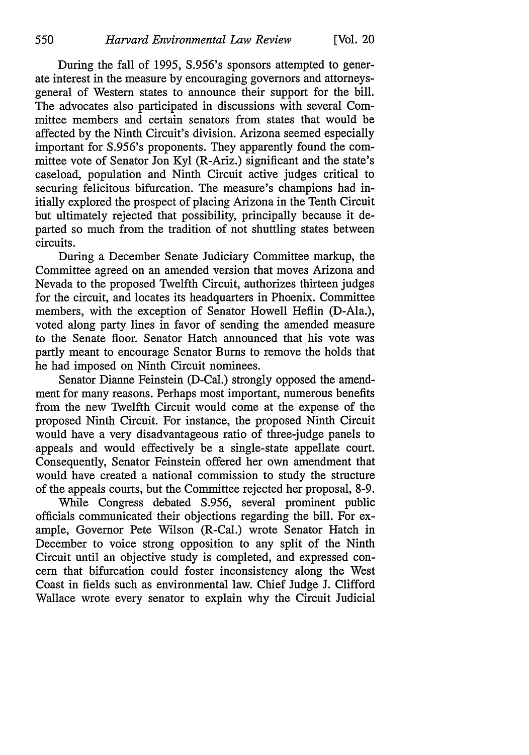During the fall of 1995, S.956's sponsors attempted to generate interest in the measure by encouraging governors and attorneys-general of Western states to announce their support for the bill. The advocates also participated in discussions with several Committee members and certain senators from states that would be affected by the Ninth Circuit's division. Arizona seemed especially important for S.956's proponents. They apparently found the committee vote of Senator Jon Kyl (R-Ariz.) significant and the state's caseload, population and Ninth Circuit active judges critical to securing felicitous bifurcation. The measure's champions had initially explored the prospect of placing Arizona in the Tenth Circuit but ultimately rejected that possibility, principally because it departed so much from the tradition of not shuttling states between circuits.

During a December Senate Judiciary Committee markup, the Committee agreed on an amended version that moves Arizona and Nevada to the proposed Twelfth Circuit, authorizes thirteen judges for the circuit, and locates its headquarters in Phoenix. Committee members, with the exception of Senator Howell Heflin (D-Ala.), voted along party lines in favor of sending the amended measure to the Senate floor. Senator Hatch announced that his vote was partly meant to encourage Senator Burns to remove the holds that he had imposed on Ninth Circuit nominees.

Senator Dianne Feinstein (D-Cal.) strongly opposed the amendment for many reasons. Perhaps most important, numerous benefits from the new Twelfth Circuit would come at the expense of the proposed Ninth Circuit. For instance, the proposed Ninth Circuit would have a very disadvantageous ratio of three-judge panels to appeals and would effectively be a single-state appellate court. Consequently, Senator Feinstein offered her own amendment that would have created a national commission to study the structure of the appeals courts, but the Committee rejected her proposal, 8-9.

While Congress debated S.956, several prominent public officials communicated their objections regarding the bill. For example, Governor Pete Wilson (R-Cal.) wrote Senator Hatch in December to voice strong opposition to any split of the Ninth Circuit until an objective study is completed, and expressed concern that bifurcation could foster inconsistency along the West Coast in fields such as environmental law. Chief Judge J. Clifford Wallace wrote every senator to explain why the Circuit Judicial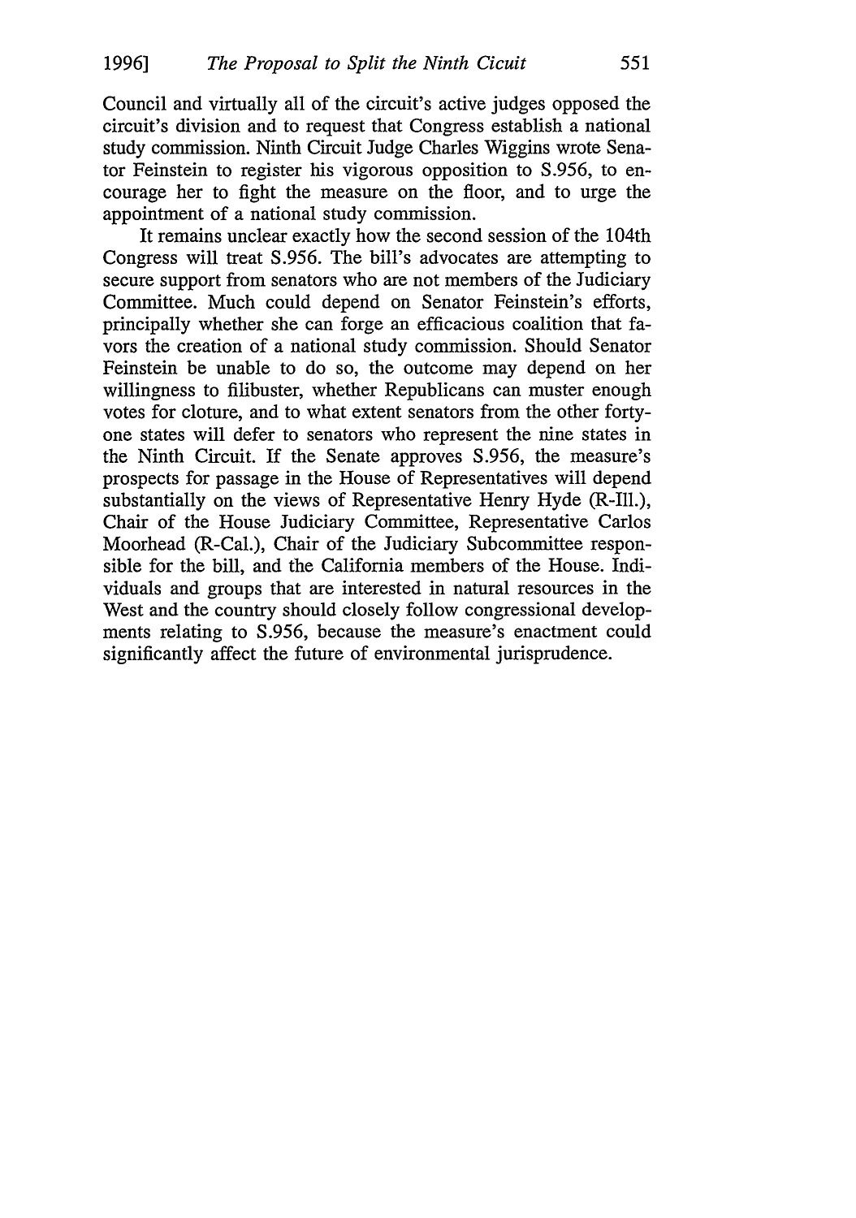Council and virtually all of the circuit's active judges opposed the circuit's division and to request that Congress establish a national study commission. Ninth Circuit Judge Charles Wiggins wrote Senator Feinstein to register his vigorous opposition to S.956, to encourage her to fight the measure on the floor, and to urge the appointment of a national study commission.

It remains unclear exactly how the second session of the 104th Congress will treat S.956. The bill's advocates are attempting to secure support from senators who are not members of the Judiciary Committee. Much could depend on Senator Feinstein's efforts, principally whether she can forge an efficacious coalition that favors the creation of a national study commission. Should Senator Feinstein be unable to do so, the outcome may depend on her willingness to filibuster, whether Republicans can muster enough votes for cloture, and to what extent senators from the other forty-one states will defer to senators who represent the nine states in the Ninth Circuit. If the Senate approves S.956, the measure's prospects for passage in the House of Representatives will depend substantially on the views of Representative Henry Hyde (R-Ill.), Chair of the House Judiciary Committee, Representative Carlos Moorhead (R-Cal.), Chair of the Judiciary Subcommittee responsible for the bill, and the California members of the House. Individuals and groups that are interested in natural resources in the West and the country should closely follow congressional developments relating to S.956, because the measure's enactment could significantly affect the future of environmental jurisprudence.